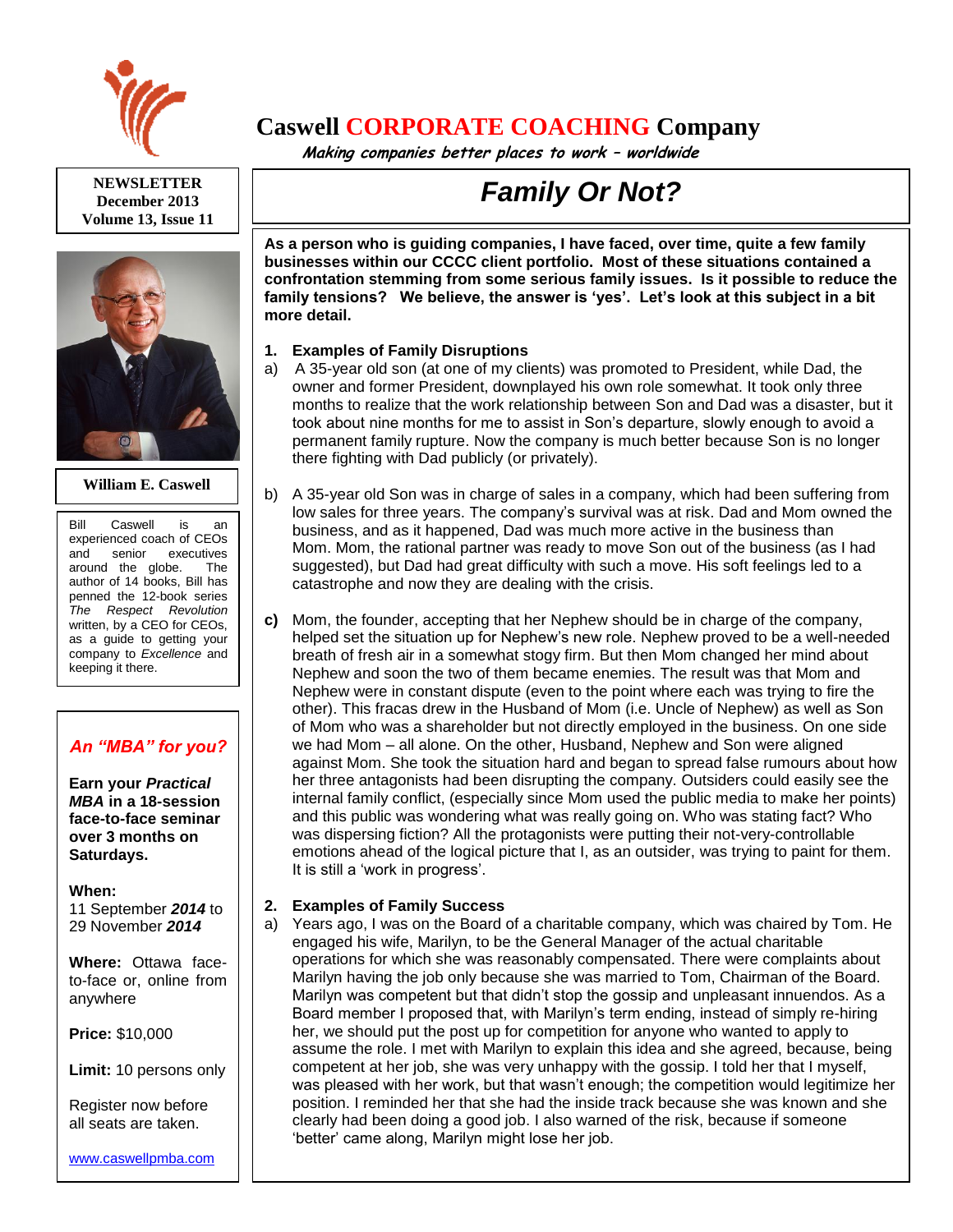# Caswell CORPORATE COACHING Company

*Making companies better places to work – worldwide*

**NEWSLETTER**
**December 2013**
**Volume 13, Issue 11**

**William E. Caswell**

Bill Caswell is an experienced coach of CEOs and senior executives around the globe. The author of 14 books, Bill has penned the 12-book series *The Respect Revolution* written, by a CEO for CEOs, as a guide to getting your company to *Excellence* and keeping it there.

## *An "MBA" for you?*

**Earn your *Practical MBA* in a 18-session face-to-face seminar over 3 months on Saturdays.**

**When:**
11 September ***2014*** to 29 November ***2014***

**Where:** Ottawa face-to-face or, online from anywhere

**Price:** $10,000

**Limit:** 10 persons only

Register now before all seats are taken.

www.caswellpmba.com

# *Family Or Not?*

**As a person who is guiding companies, I have faced, over time, quite a few family businesses within our CCCC client portfolio. Most of these situations contained a confrontation stemming from some serious family issues. Is it possible to reduce the family tensions? We believe, the answer is 'yes'. Let's look at this subject in a bit more detail.**

**1. Examples of Family Disruptions**

a) A 35-year old son (at one of my clients) was promoted to President, while Dad, the owner and former President, downplayed his own role somewhat. It took only three months to realize that the work relationship between Son and Dad was a disaster, but it took about nine months for me to assist in Son's departure, slowly enough to avoid a permanent family rupture. Now the company is much better because Son is no longer there fighting with Dad publicly (or privately).

b) A 35-year old Son was in charge of sales in a company, which had been suffering from low sales for three years. The company's survival was at risk. Dad and Mom owned the business, and as it happened, Dad was much more active in the business than Mom. Mom, the rational partner was ready to move Son out of the business (as I had suggested), but Dad had great difficulty with such a move. His soft feelings led to a catastrophe and now they are dealing with the crisis.

**c)** Mom, the founder, accepting that her Nephew should be in charge of the company, helped set the situation up for Nephew's new role. Nephew proved to be a well-needed breath of fresh air in a somewhat stogy firm. But then Mom changed her mind about Nephew and soon the two of them became enemies. The result was that Mom and Nephew were in constant dispute (even to the point where each was trying to fire the other). This fracas drew in the Husband of Mom (i.e. Uncle of Nephew) as well as Son of Mom who was a shareholder but not directly employed in the business. On one side we had Mom – all alone. On the other, Husband, Nephew and Son were aligned against Mom. She took the situation hard and began to spread false rumours about how her three antagonists had been disrupting the company. Outsiders could easily see the internal family conflict, (especially since Mom used the public media to make her points) and this public was wondering what was really going on. Who was stating fact? Who was dispersing fiction? All the protagonists were putting their not-very-controllable emotions ahead of the logical picture that I, as an outsider, was trying to paint for them. It is still a 'work in progress'.

**2. Examples of Family Success**

a) Years ago, I was on the Board of a charitable company, which was chaired by Tom. He engaged his wife, Marilyn, to be the General Manager of the actual charitable operations for which she was reasonably compensated. There were complaints about Marilyn having the job only because she was married to Tom, Chairman of the Board. Marilyn was competent but that didn't stop the gossip and unpleasant innuendos. As a Board member I proposed that, with Marilyn's term ending, instead of simply re-hiring her, we should put the post up for competition for anyone who wanted to apply to assume the role. I met with Marilyn to explain this idea and she agreed, because, being competent at her job, she was very unhappy with the gossip. I told her that I myself, was pleased with her work, but that wasn't enough; the competition would legitimize her position. I reminded her that she had the inside track because she was known and she clearly had been doing a good job. I also warned of the risk, because if someone 'better' came along, Marilyn might lose her job.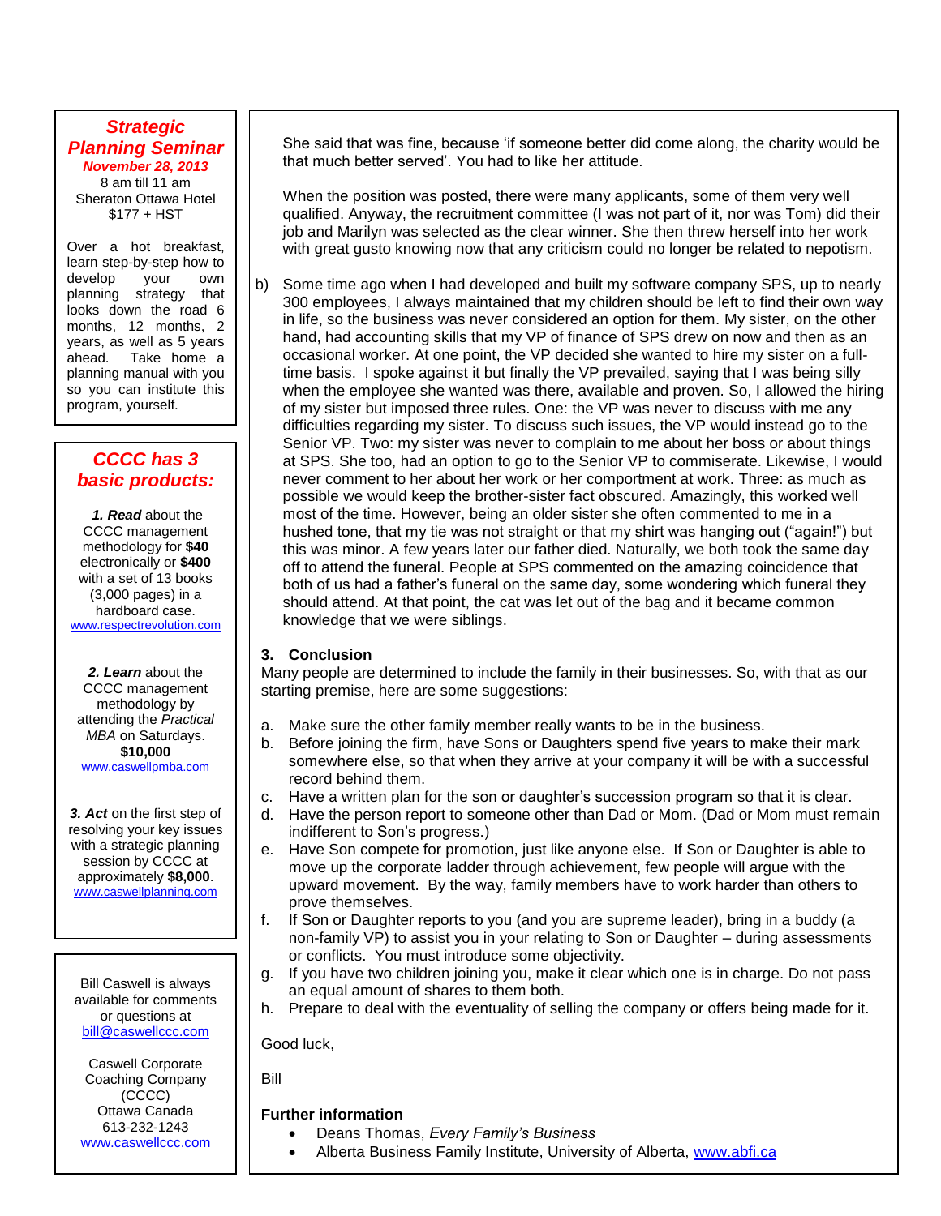She said that was fine, because 'if someone better did come along, the charity would be that much better served'. You had to like her attitude.

When the position was posted, there were many applicants, some of them very well qualified. Anyway, the recruitment committee (I was not part of it, nor was Tom) did their job and Marilyn was selected as the clear winner. She then threw herself into her work with great gusto knowing now that any criticism could no longer be related to nepotism.

b) Some time ago when I had developed and built my software company SPS, up to nearly 300 employees, I always maintained that my children should be left to find their own way in life, so the business was never considered an option for them. My sister, on the other hand, had accounting skills that my VP of finance of SPS drew on now and then as an occasional worker. At one point, the VP decided she wanted to hire my sister on a full-time basis. I spoke against it but finally the VP prevailed, saying that I was being silly when the employee she wanted was there, available and proven. So, I allowed the hiring of my sister but imposed three rules. One: the VP was never to discuss with me any difficulties regarding my sister. To discuss such issues, the VP would instead go to the Senior VP. Two: my sister was never to complain to me about her boss or about things at SPS. She too, had an option to go to the Senior VP to commiserate. Likewise, I would never comment to her about her work or her comportment at work. Three: as much as possible we would keep the brother-sister fact obscured. Amazingly, this worked well most of the time. However, being an older sister she often commented to me in a hushed tone, that my tie was not straight or that my shirt was hanging out ("again!") but this was minor. A few years later our father died. Naturally, we both took the same day off to attend the funeral. People at SPS commented on the amazing coincidence that both of us had a father's funeral on the same day, some wondering which funeral they should attend. At that point, the cat was let out of the bag and it became common knowledge that we were siblings.

### 3. Conclusion

Many people are determined to include the family in their businesses. So, with that as our starting premise, here are some suggestions:

a. Make sure the other family member really wants to be in the business.
b. Before joining the firm, have Sons or Daughters spend five years to make their mark somewhere else, so that when they arrive at your company it will be with a successful record behind them.
c. Have a written plan for the son or daughter's succession program so that it is clear.
d. Have the person report to someone other than Dad or Mom. (Dad or Mom must remain indifferent to Son's progress.)
e. Have Son compete for promotion, just like anyone else. If Son or Daughter is able to move up the corporate ladder through achievement, few people will argue with the upward movement. By the way, family members have to work harder than others to prove themselves.
f. If Son or Daughter reports to you (and you are supreme leader), bring in a buddy (a non-family VP) to assist you in your relating to Son or Daughter – during assessments or conflicts. You must introduce some objectivity.
g. If you have two children joining you, make it clear which one is in charge. Do not pass an equal amount of shares to them both.
h. Prepare to deal with the eventuality of selling the company or offers being made for it.

Good luck,

Bill

**Further information**

- Deans Thomas, *Every Family's Business*
- Alberta Business Family Institute, University of Alberta, www.abfi.ca

---

## *Strategic Planning Seminar*

***November 28, 2013***
8 am till 11 am
Sheraton Ottawa Hotel
$177 + HST

Over a hot breakfast, learn step-by-step how to develop your own planning strategy that looks down the road 6 months, 12 months, 2 years, as well as 5 years ahead. Take home a planning manual with you so you can institute this program, yourself.

## *CCCC has 3 basic products:*

***1. Read*** about the CCCC management methodology for **$40** electronically or **$400** with a set of 13 books (3,000 pages) in a hardboard case.
www.respectrevolution.com

***2. Learn*** about the CCCC management methodology by attending the *Practical MBA* on Saturdays.
**$10,000**
www.caswellpmba.com

***3. Act*** on the first step of resolving your key issues with a strategic planning session by CCCC at approximately **$8,000**.
www.caswellplanning.com

Bill Caswell is always available for comments or questions at
bill@caswellccc.com

Caswell Corporate Coaching Company (CCCC)
Ottawa Canada
613-232-1243
www.caswellccc.com